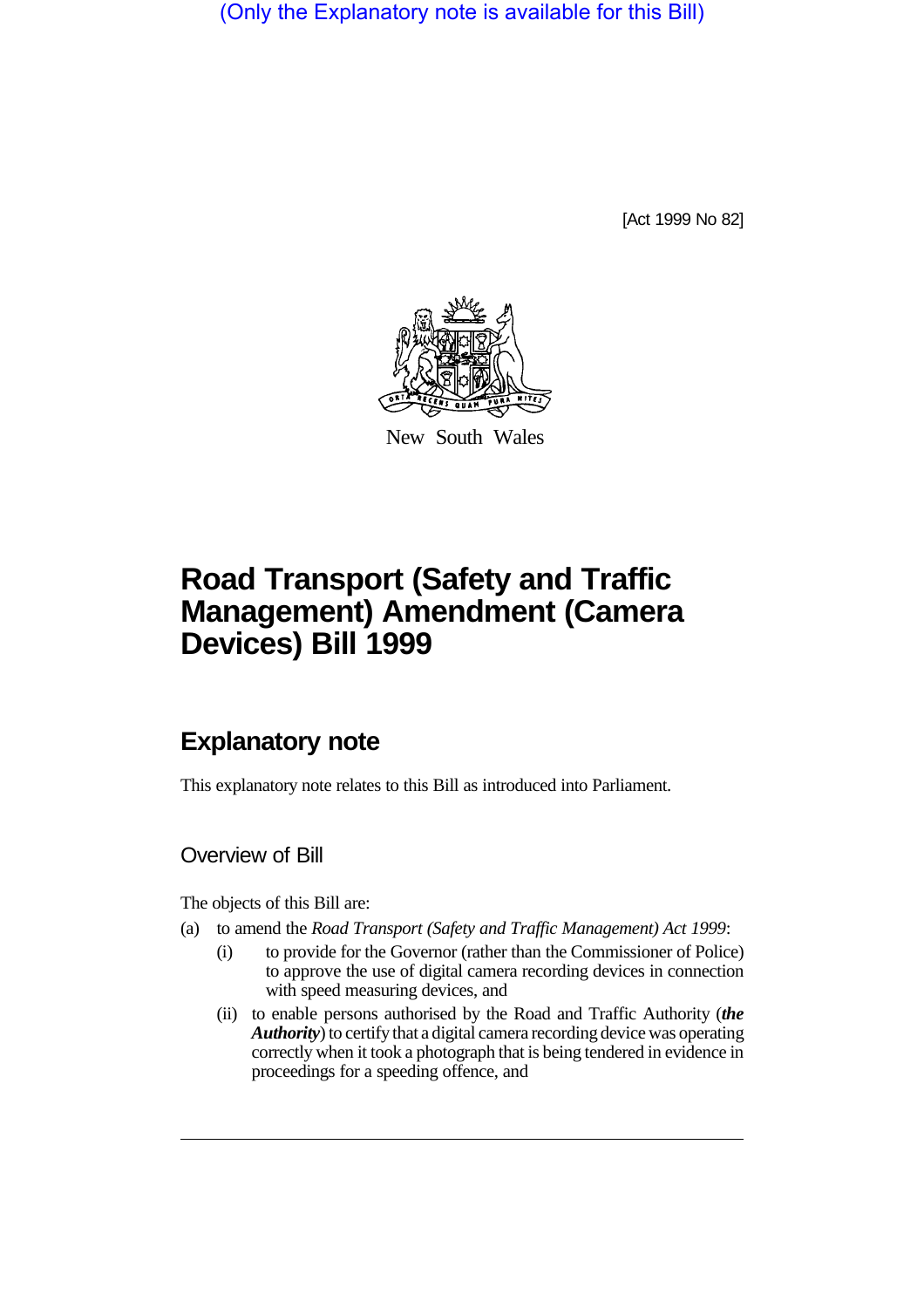(Only the Explanatory note is available for this Bill)

[Act 1999 No 82]

New South Wales

# Road Transport (Safety and Traffic Management) Amendment (Camera Devices) Bill 1999

## Explanatory note

This explanatory note relates to this Bill as introduced into Parliament.

### Overview of Bill

The objects of this Bill are:

(a) to amend the *Road Transport (Safety and Traffic Management) Act 1999*:

  (i) to provide for the Governor (rather than the Commissioner of Police) to approve the use of digital camera recording devices in connection with speed measuring devices, and

  (ii) to enable persons authorised by the Road and Traffic Authority (***the Authority***) to certify that a digital camera recording device was operating correctly when it took a photograph that is being tendered in evidence in proceedings for a speeding offence, and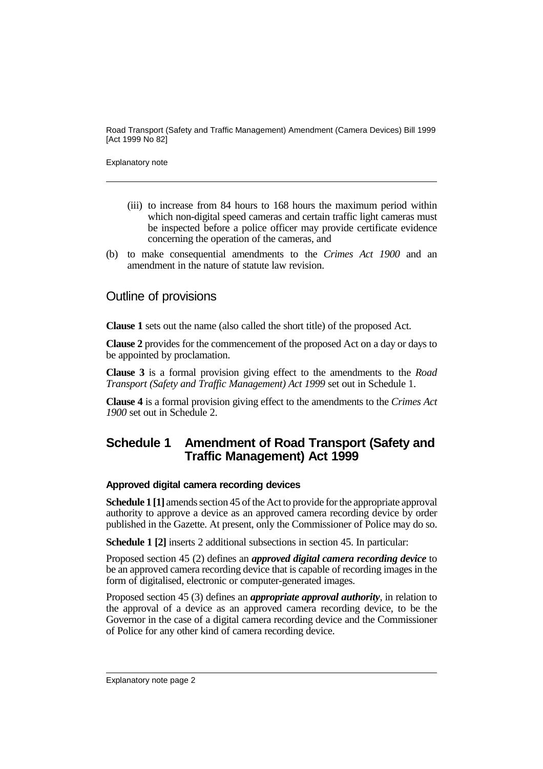(iii) to increase from 84 hours to 168 hours the maximum period within which non-digital speed cameras and certain traffic light cameras must be inspected before a police officer may provide certificate evidence concerning the operation of the cameras, and

(b) to make consequential amendments to the *Crimes Act 1900* and an amendment in the nature of statute law revision.

## Outline of provisions

**Clause 1** sets out the name (also called the short title) of the proposed Act.

**Clause 2** provides for the commencement of the proposed Act on a day or days to be appointed by proclamation.

**Clause 3** is a formal provision giving effect to the amendments to the *Road Transport (Safety and Traffic Management) Act 1999* set out in Schedule 1.

**Clause 4** is a formal provision giving effect to the amendments to the *Crimes Act 1900* set out in Schedule 2.

## Schedule 1 Amendment of Road Transport (Safety and Traffic Management) Act 1999

### Approved digital camera recording devices

**Schedule 1 [1]** amends section 45 of the Act to provide for the appropriate approval authority to approve a device as an approved camera recording device by order published in the Gazette. At present, only the Commissioner of Police may do so.

**Schedule 1 [2]** inserts 2 additional subsections in section 45. In particular:

Proposed section 45 (2) defines an ***approved digital camera recording device*** to be an approved camera recording device that is capable of recording images in the form of digitalised, electronic or computer-generated images.

Proposed section 45 (3) defines an ***appropriate approval authority***, in relation to the approval of a device as an approved camera recording device, to be the Governor in the case of a digital camera recording device and the Commissioner of Police for any other kind of camera recording device.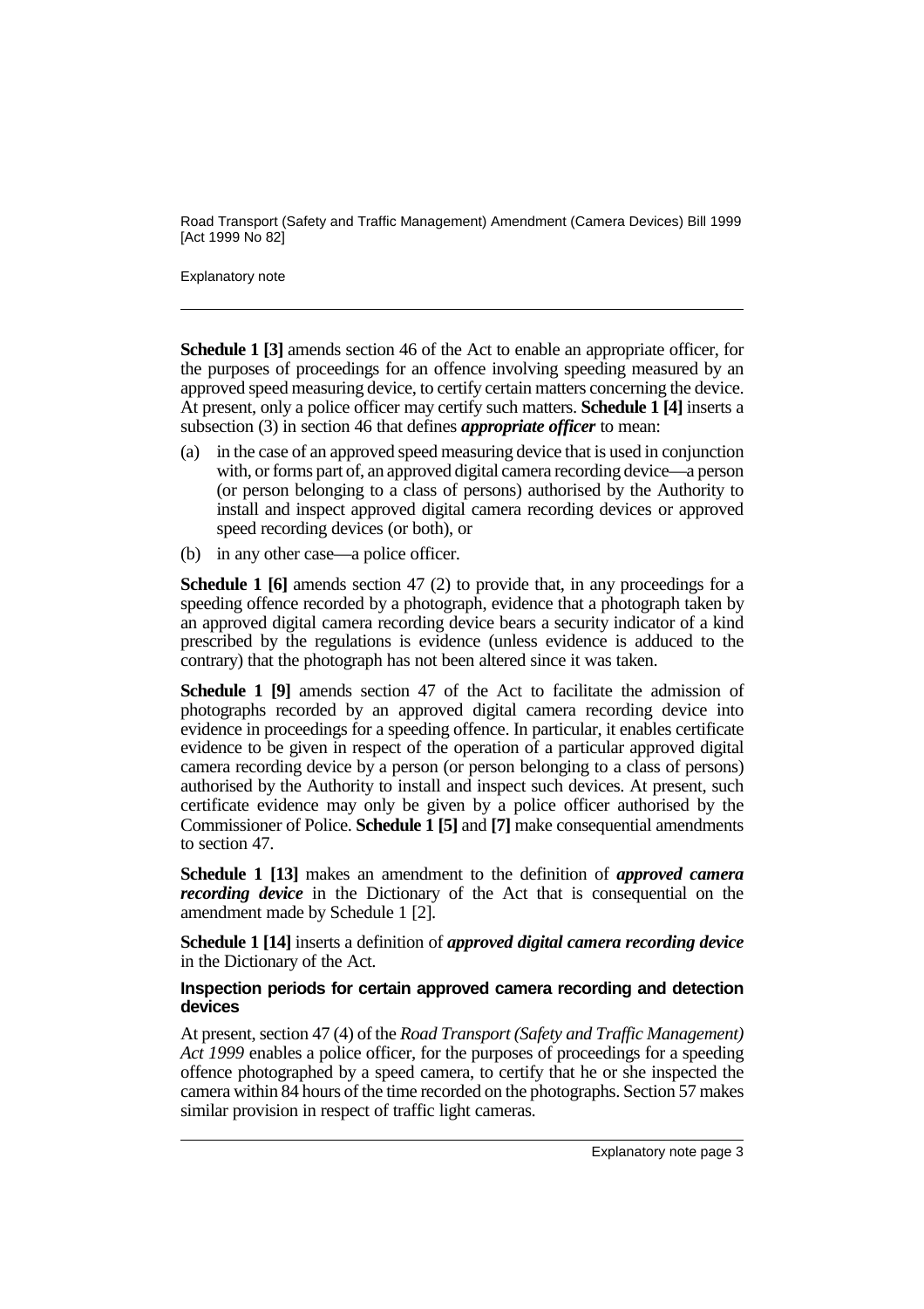**Schedule 1 [3]** amends section 46 of the Act to enable an appropriate officer, for the purposes of proceedings for an offence involving speeding measured by an approved speed measuring device, to certify certain matters concerning the device. At present, only a police officer may certify such matters. **Schedule 1 [4]** inserts a subsection (3) in section 46 that defines ***appropriate officer*** to mean:

(a) in the case of an approved speed measuring device that is used in conjunction with, or forms part of, an approved digital camera recording device—a person (or person belonging to a class of persons) authorised by the Authority to install and inspect approved digital camera recording devices or approved speed recording devices (or both), or

(b) in any other case—a police officer.

**Schedule 1 [6]** amends section 47 (2) to provide that, in any proceedings for a speeding offence recorded by a photograph, evidence that a photograph taken by an approved digital camera recording device bears a security indicator of a kind prescribed by the regulations is evidence (unless evidence is adduced to the contrary) that the photograph has not been altered since it was taken.

**Schedule 1 [9]** amends section 47 of the Act to facilitate the admission of photographs recorded by an approved digital camera recording device into evidence in proceedings for a speeding offence. In particular, it enables certificate evidence to be given in respect of the operation of a particular approved digital camera recording device by a person (or person belonging to a class of persons) authorised by the Authority to install and inspect such devices. At present, such certificate evidence may only be given by a police officer authorised by the Commissioner of Police. **Schedule 1 [5]** and **[7]** make consequential amendments to section 47.

**Schedule 1 [13]** makes an amendment to the definition of ***approved camera recording device*** in the Dictionary of the Act that is consequential on the amendment made by Schedule 1 [2].

**Schedule 1 [14]** inserts a definition of ***approved digital camera recording device*** in the Dictionary of the Act.

#### Inspection periods for certain approved camera recording and detection devices

At present, section 47 (4) of the *Road Transport (Safety and Traffic Management) Act 1999* enables a police officer, for the purposes of proceedings for a speeding offence photographed by a speed camera, to certify that he or she inspected the camera within 84 hours of the time recorded on the photographs. Section 57 makes similar provision in respect of traffic light cameras.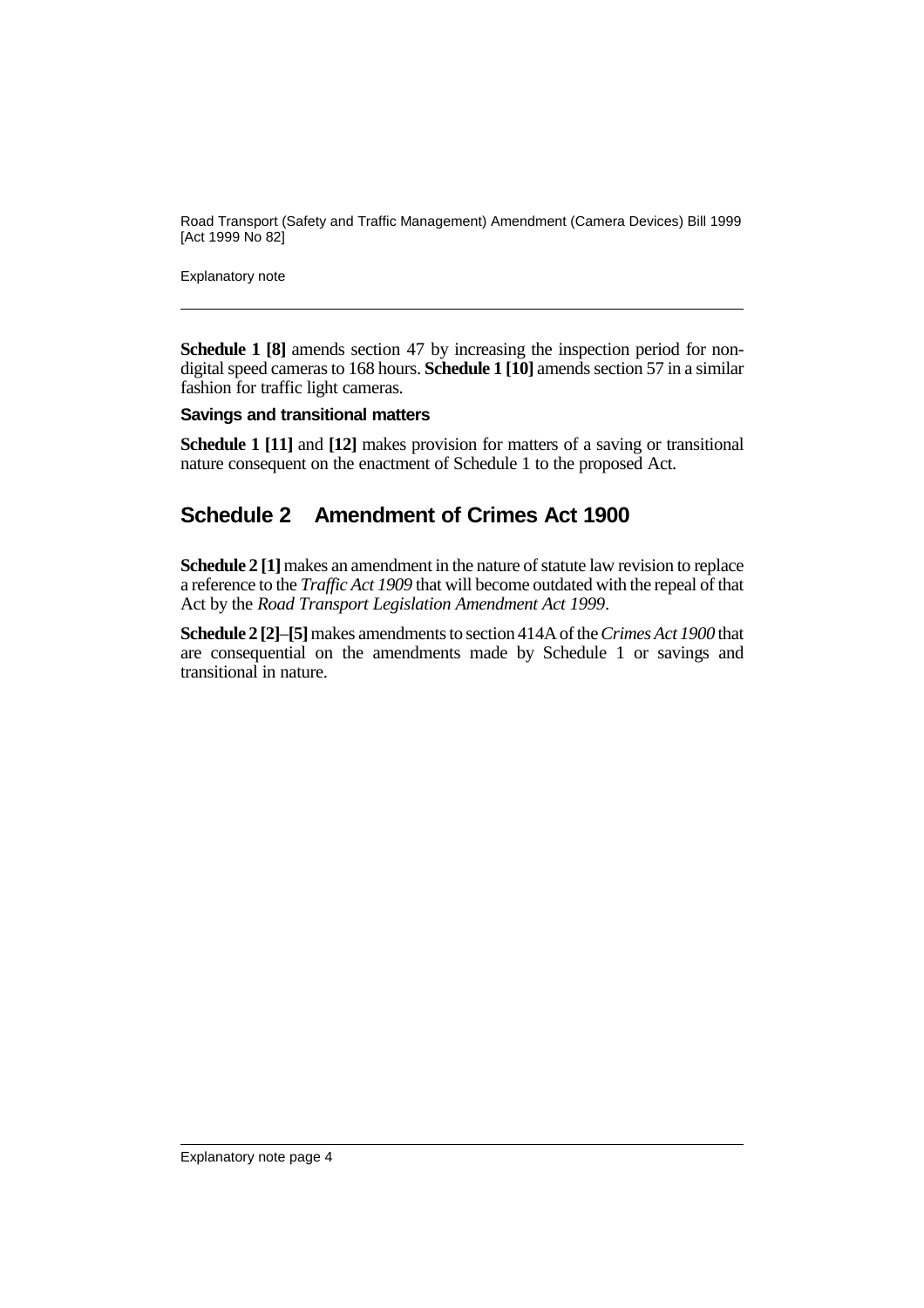**Schedule 1 [8]** amends section 47 by increasing the inspection period for non-digital speed cameras to 168 hours. **Schedule 1 [10]** amends section 57 in a similar fashion for traffic light cameras.

### Savings and transitional matters

**Schedule 1 [11]** and **[12]** makes provision for matters of a saving or transitional nature consequent on the enactment of Schedule 1 to the proposed Act.

## Schedule 2 Amendment of Crimes Act 1900

**Schedule 2 [1]** makes an amendment in the nature of statute law revision to replace a reference to the *Traffic Act 1909* that will become outdated with the repeal of that Act by the *Road Transport Legislation Amendment Act 1999*.

**Schedule 2 [2]**–**[5]** makes amendments to section 414A of the *Crimes Act 1900* that are consequential on the amendments made by Schedule 1 or savings and transitional in nature.